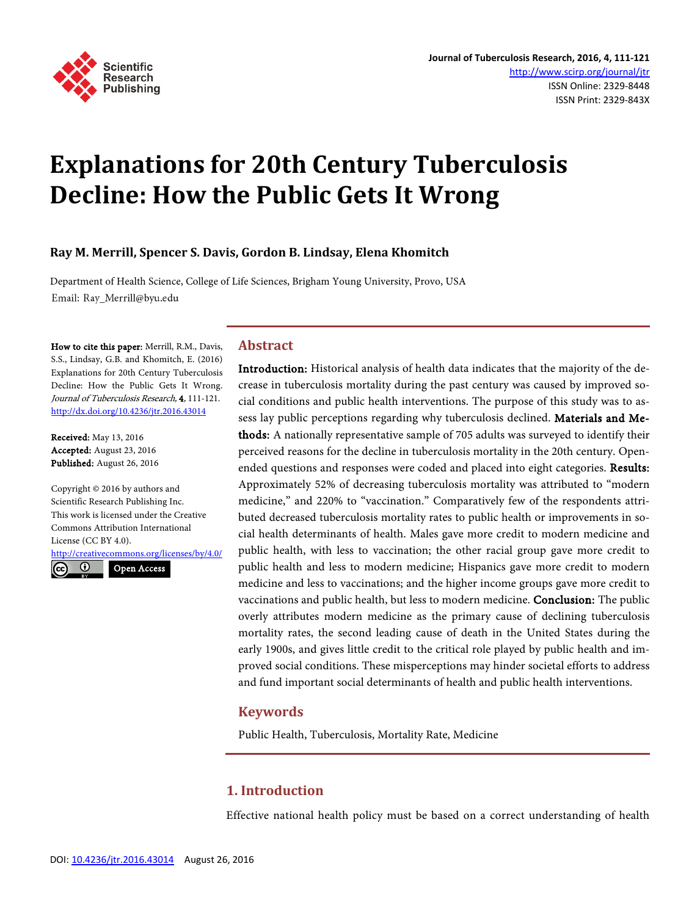# Explanations for 20th Century Tuberculosis Decline: How the Public Gets It Wrong

**Ray M. Merrill, Spencer S. Davis, Gordon B. Lindsay, Elena Khomitch**

Department of Health Science, College of Life Sciences, Brigham Young University, Provo, USA
Email: Ray_Merrill@byu.edu

**How to cite this paper:** Merrill, R.M., Davis, S.S., Lindsay, G.B. and Khomitch, E. (2016) Explanations for 20th Century Tuberculosis Decline: How the Public Gets It Wrong. *Journal of Tuberculosis Research*, **4**, 111-121.
http://dx.doi.org/10.4236/jtr.2016.43014

**Received:** May 13, 2016
**Accepted:** August 23, 2016
**Published:** August 26, 2016

Copyright © 2016 by authors and Scientific Research Publishing Inc.
This work is licensed under the Creative Commons Attribution International License (CC BY 4.0).
http://creativecommons.org/licenses/by/4.0/
Open Access

## Abstract

**Introduction:** Historical analysis of health data indicates that the majority of the decrease in tuberculosis mortality during the past century was caused by improved social conditions and public health interventions. The purpose of this study was to assess lay public perceptions regarding why tuberculosis declined. **Materials and Methods:** A nationally representative sample of 705 adults was surveyed to identify their perceived reasons for the decline in tuberculosis mortality in the 20th century. Open-ended questions and responses were coded and placed into eight categories. **Results:** Approximately 52% of decreasing tuberculosis mortality was attributed to "modern medicine," and 220% to "vaccination." Comparatively few of the respondents attributed decreased tuberculosis mortality rates to public health or improvements in social health determinants of health. Males gave more credit to modern medicine and public health, with less to vaccination; the other racial group gave more credit to public health and less to modern medicine; Hispanics gave more credit to modern medicine and less to vaccinations; and the higher income groups gave more credit to vaccinations and public health, but less to modern medicine. **Conclusion:** The public overly attributes modern medicine as the primary cause of declining tuberculosis mortality rates, the second leading cause of death in the United States during the early 1900s, and gives little credit to the critical role played by public health and improved social conditions. These misperceptions may hinder societal efforts to address and fund important social determinants of health and public health interventions.

## Keywords

Public Health, Tuberculosis, Mortality Rate, Medicine

## 1. Introduction

Effective national health policy must be based on a correct understanding of health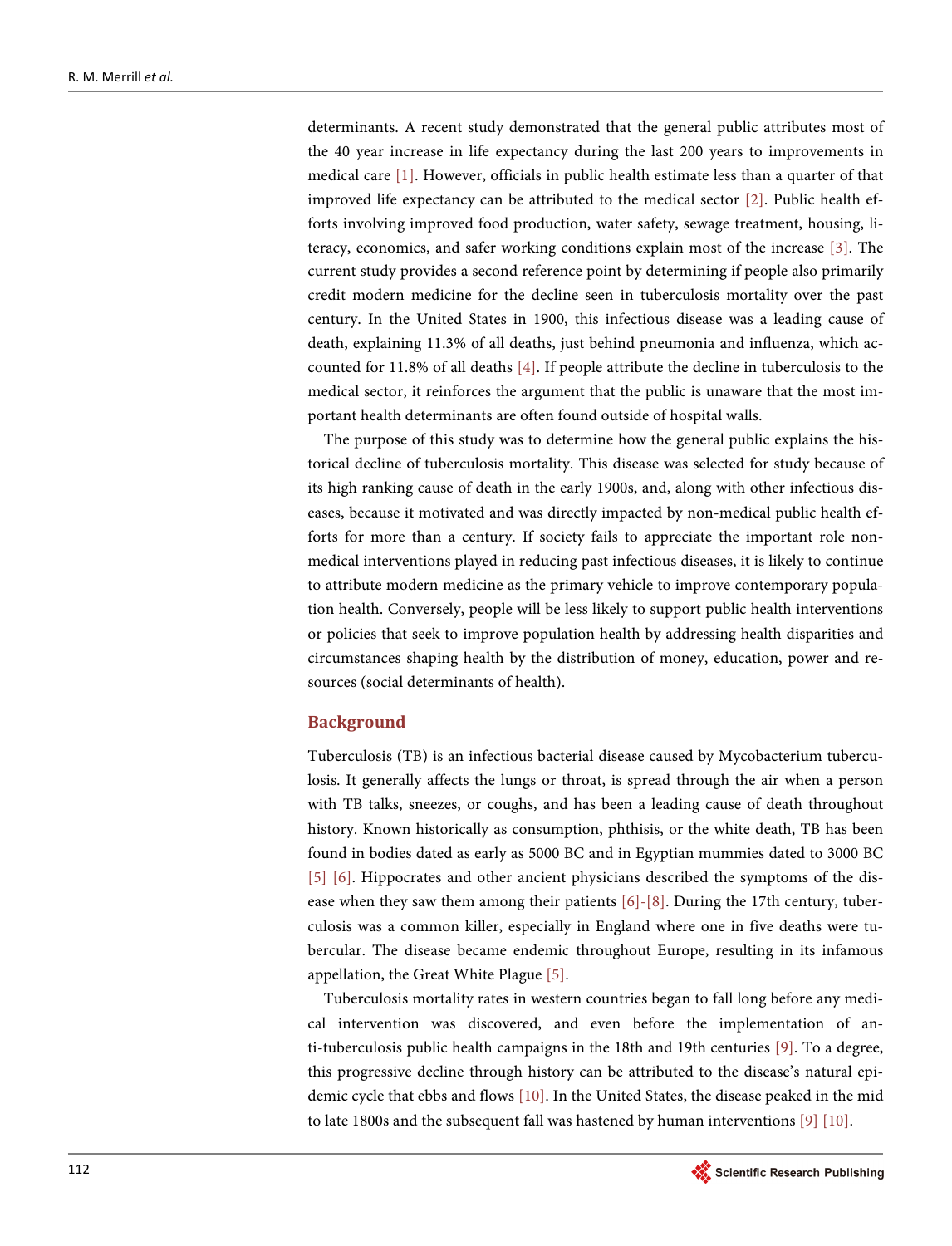determinants. A recent study demonstrated that the general public attributes most of the 40 year increase in life expectancy during the last 200 years to improvements in medical care [1]. However, officials in public health estimate less than a quarter of that improved life expectancy can be attributed to the medical sector [2]. Public health efforts involving improved food production, water safety, sewage treatment, housing, literacy, economics, and safer working conditions explain most of the increase [3]. The current study provides a second reference point by determining if people also primarily credit modern medicine for the decline seen in tuberculosis mortality over the past century. In the United States in 1900, this infectious disease was a leading cause of death, explaining 11.3% of all deaths, just behind pneumonia and influenza, which accounted for 11.8% of all deaths [4]. If people attribute the decline in tuberculosis to the medical sector, it reinforces the argument that the public is unaware that the most important health determinants are often found outside of hospital walls.

The purpose of this study was to determine how the general public explains the historical decline of tuberculosis mortality. This disease was selected for study because of its high ranking cause of death in the early 1900s, and, along with other infectious diseases, because it motivated and was directly impacted by non-medical public health efforts for more than a century. If society fails to appreciate the important role non-medical interventions played in reducing past infectious diseases, it is likely to continue to attribute modern medicine as the primary vehicle to improve contemporary population health. Conversely, people will be less likely to support public health interventions or policies that seek to improve population health by addressing health disparities and circumstances shaping health by the distribution of money, education, power and resources (social determinants of health).

## Background

Tuberculosis (TB) is an infectious bacterial disease caused by Mycobacterium tuberculosis. It generally affects the lungs or throat, is spread through the air when a person with TB talks, sneezes, or coughs, and has been a leading cause of death throughout history. Known historically as consumption, phthisis, or the white death, TB has been found in bodies dated as early as 5000 BC and in Egyptian mummies dated to 3000 BC [5] [6]. Hippocrates and other ancient physicians described the symptoms of the disease when they saw them among their patients [6]-[8]. During the 17th century, tuberculosis was a common killer, especially in England where one in five deaths were tubercular. The disease became endemic throughout Europe, resulting in its infamous appellation, the Great White Plague [5].

Tuberculosis mortality rates in western countries began to fall long before any medical intervention was discovered, and even before the implementation of anti-tuberculosis public health campaigns in the 18th and 19th centuries [9]. To a degree, this progressive decline through history can be attributed to the disease's natural epidemic cycle that ebbs and flows [10]. In the United States, the disease peaked in the mid to late 1800s and the subsequent fall was hastened by human interventions [9] [10].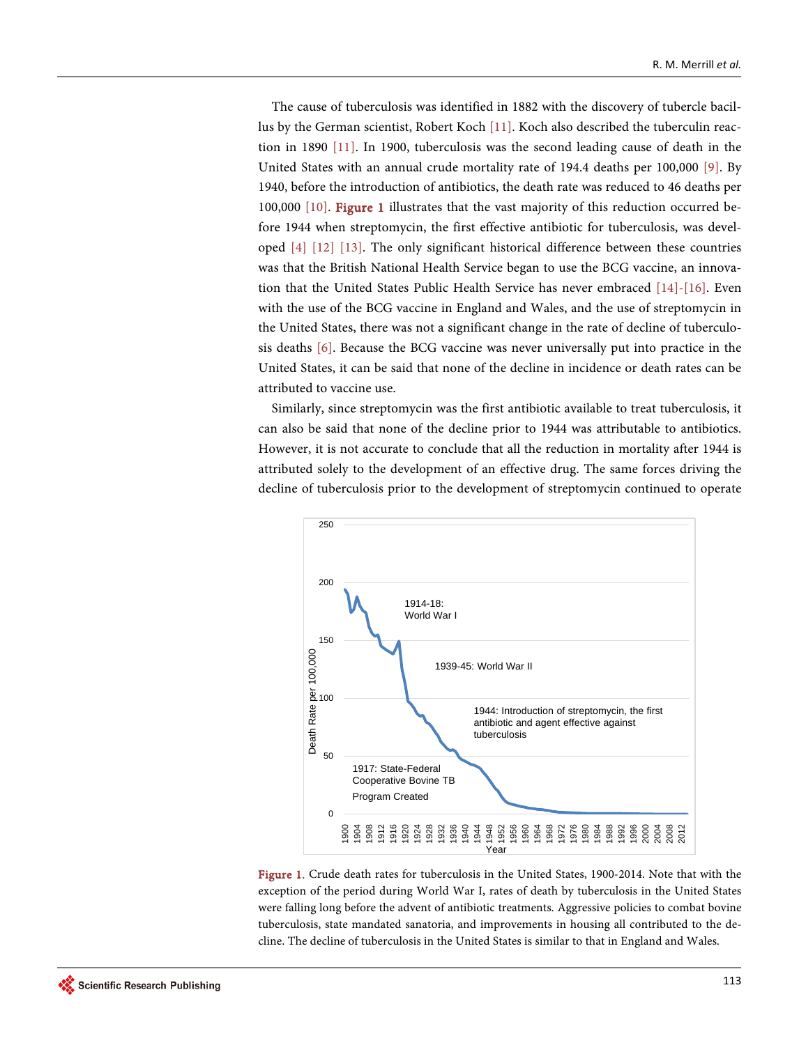The cause of tuberculosis was identified in 1882 with the discovery of tubercle bacillus by the German scientist, Robert Koch [11]. Koch also described the tuberculin reaction in 1890 [11]. In 1900, tuberculosis was the second leading cause of death in the United States with an annual crude mortality rate of 194.4 deaths per 100,000 [9]. By 1940, before the introduction of antibiotics, the death rate was reduced to 46 deaths per 100,000 [10]. Figure 1 illustrates that the vast majority of this reduction occurred before 1944 when streptomycin, the first effective antibiotic for tuberculosis, was developed [4] [12] [13]. The only significant historical difference between these countries was that the British National Health Service began to use the BCG vaccine, an innovation that the United States Public Health Service has never embraced [14]-[16]. Even with the use of the BCG vaccine in England and Wales, and the use of streptomycin in the United States, there was not a significant change in the rate of decline of tuberculosis deaths [6]. Because the BCG vaccine was never universally put into practice in the United States, it can be said that none of the decline in incidence or death rates can be attributed to vaccine use.

Similarly, since streptomycin was the first antibiotic available to treat tuberculosis, it can also be said that none of the decline prior to 1944 was attributable to antibiotics. However, it is not accurate to conclude that all the reduction in mortality after 1944 is attributed solely to the development of an effective drug. The same forces driving the decline of tuberculosis prior to the development of streptomycin continued to operate

Figure 1. Crude death rates for tuberculosis in the United States, 1900-2014. Note that with the exception of the period during World War I, rates of death by tuberculosis in the United States were falling long before the advent of antibiotic treatments. Aggressive policies to combat bovine tuberculosis, state mandated sanatoria, and improvements in housing all contributed to the decline. The decline of tuberculosis in the United States is similar to that in England and Wales.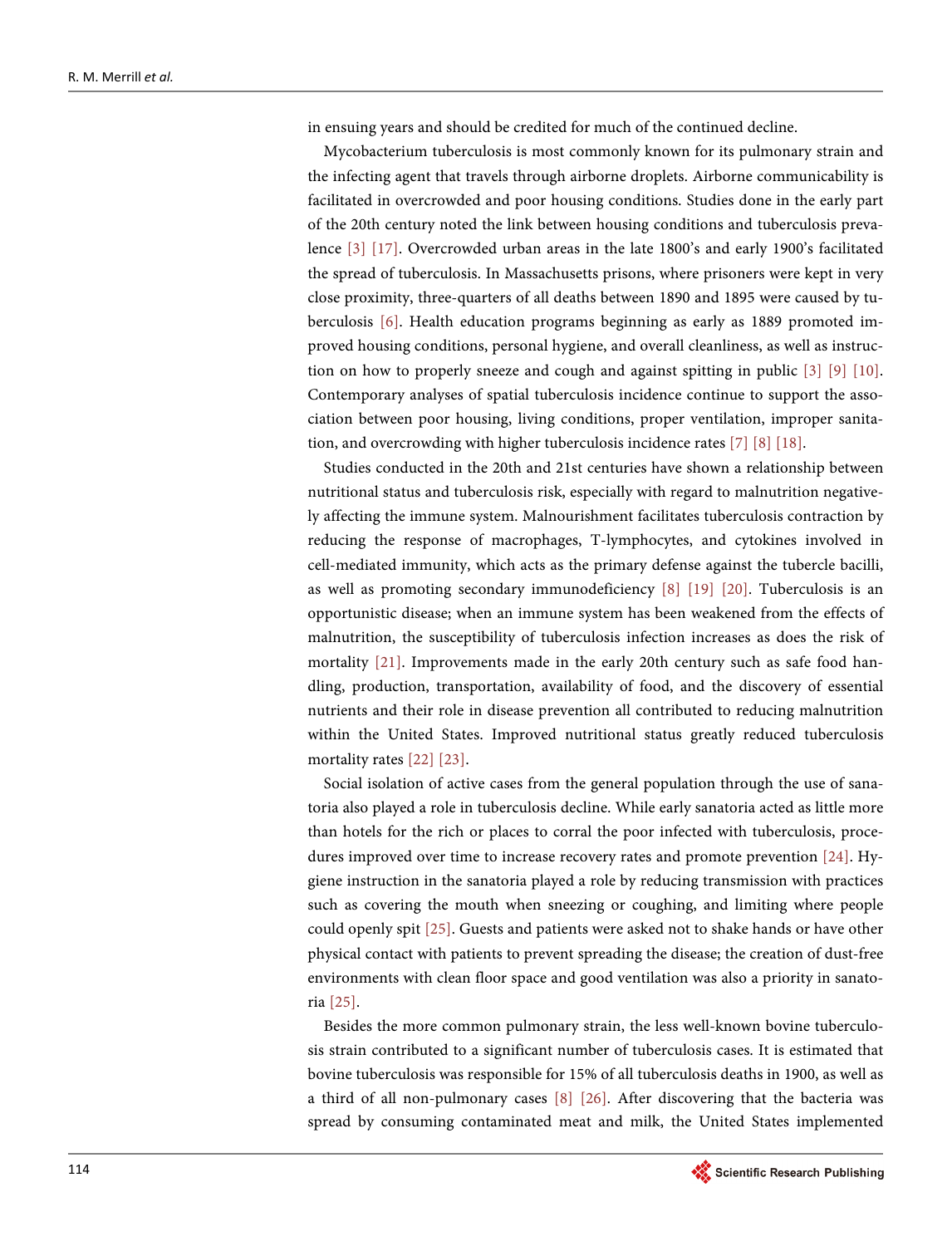in ensuing years and should be credited for much of the continued decline.

Mycobacterium tuberculosis is most commonly known for its pulmonary strain and the infecting agent that travels through airborne droplets. Airborne communicability is facilitated in overcrowded and poor housing conditions. Studies done in the early part of the 20th century noted the link between housing conditions and tuberculosis prevalence [3] [17]. Overcrowded urban areas in the late 1800's and early 1900's facilitated the spread of tuberculosis. In Massachusetts prisons, where prisoners were kept in very close proximity, three-quarters of all deaths between 1890 and 1895 were caused by tuberculosis [6]. Health education programs beginning as early as 1889 promoted improved housing conditions, personal hygiene, and overall cleanliness, as well as instruction on how to properly sneeze and cough and against spitting in public [3] [9] [10]. Contemporary analyses of spatial tuberculosis incidence continue to support the association between poor housing, living conditions, proper ventilation, improper sanitation, and overcrowding with higher tuberculosis incidence rates [7] [8] [18].

Studies conducted in the 20th and 21st centuries have shown a relationship between nutritional status and tuberculosis risk, especially with regard to malnutrition negatively affecting the immune system. Malnourishment facilitates tuberculosis contraction by reducing the response of macrophages, T-lymphocytes, and cytokines involved in cell-mediated immunity, which acts as the primary defense against the tubercle bacilli, as well as promoting secondary immunodeficiency [8] [19] [20]. Tuberculosis is an opportunistic disease; when an immune system has been weakened from the effects of malnutrition, the susceptibility of tuberculosis infection increases as does the risk of mortality [21]. Improvements made in the early 20th century such as safe food handling, production, transportation, availability of food, and the discovery of essential nutrients and their role in disease prevention all contributed to reducing malnutrition within the United States. Improved nutritional status greatly reduced tuberculosis mortality rates [22] [23].

Social isolation of active cases from the general population through the use of sanatoria also played a role in tuberculosis decline. While early sanatoria acted as little more than hotels for the rich or places to corral the poor infected with tuberculosis, procedures improved over time to increase recovery rates and promote prevention [24]. Hygiene instruction in the sanatoria played a role by reducing transmission with practices such as covering the mouth when sneezing or coughing, and limiting where people could openly spit [25]. Guests and patients were asked not to shake hands or have other physical contact with patients to prevent spreading the disease; the creation of dust-free environments with clean floor space and good ventilation was also a priority in sanatoria [25].

Besides the more common pulmonary strain, the less well-known bovine tuberculosis strain contributed to a significant number of tuberculosis cases. It is estimated that bovine tuberculosis was responsible for 15% of all tuberculosis deaths in 1900, as well as a third of all non-pulmonary cases [8] [26]. After discovering that the bacteria was spread by consuming contaminated meat and milk, the United States implemented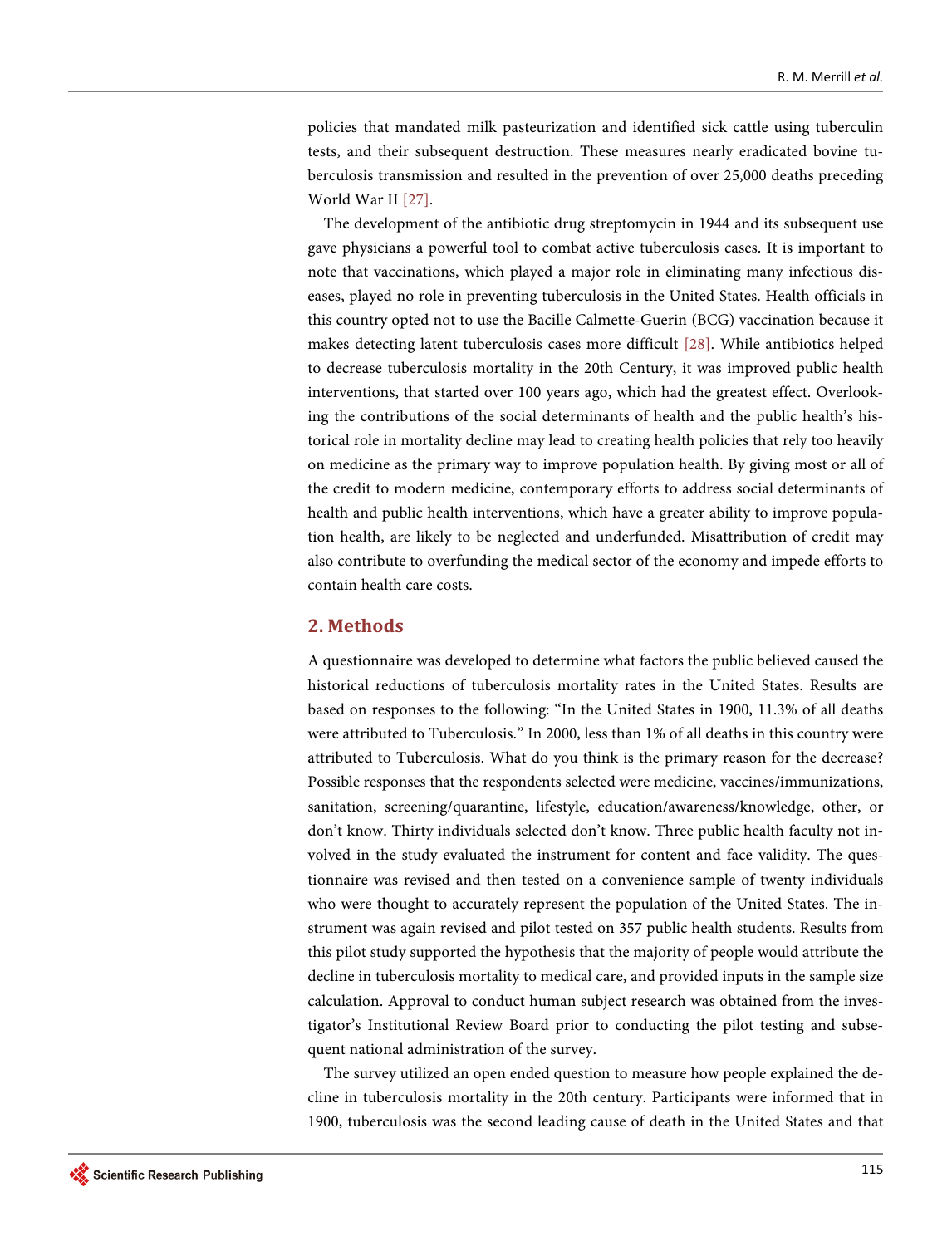policies that mandated milk pasteurization and identified sick cattle using tuberculin tests, and their subsequent destruction. These measures nearly eradicated bovine tuberculosis transmission and resulted in the prevention of over 25,000 deaths preceding World War II [27].

The development of the antibiotic drug streptomycin in 1944 and its subsequent use gave physicians a powerful tool to combat active tuberculosis cases. It is important to note that vaccinations, which played a major role in eliminating many infectious diseases, played no role in preventing tuberculosis in the United States. Health officials in this country opted not to use the Bacille Calmette-Guerin (BCG) vaccination because it makes detecting latent tuberculosis cases more difficult [28]. While antibiotics helped to decrease tuberculosis mortality in the 20th Century, it was improved public health interventions, that started over 100 years ago, which had the greatest effect. Overlooking the contributions of the social determinants of health and the public health's historical role in mortality decline may lead to creating health policies that rely too heavily on medicine as the primary way to improve population health. By giving most or all of the credit to modern medicine, contemporary efforts to address social determinants of health and public health interventions, which have a greater ability to improve population health, are likely to be neglected and underfunded. Misattribution of credit may also contribute to overfunding the medical sector of the economy and impede efforts to contain health care costs.

## 2. Methods

A questionnaire was developed to determine what factors the public believed caused the historical reductions of tuberculosis mortality rates in the United States. Results are based on responses to the following: "In the United States in 1900, 11.3% of all deaths were attributed to Tuberculosis." In 2000, less than 1% of all deaths in this country were attributed to Tuberculosis. What do you think is the primary reason for the decrease? Possible responses that the respondents selected were medicine, vaccines/immunizations, sanitation, screening/quarantine, lifestyle, education/awareness/knowledge, other, or don't know. Thirty individuals selected don't know. Three public health faculty not involved in the study evaluated the instrument for content and face validity. The questionnaire was revised and then tested on a convenience sample of twenty individuals who were thought to accurately represent the population of the United States. The instrument was again revised and pilot tested on 357 public health students. Results from this pilot study supported the hypothesis that the majority of people would attribute the decline in tuberculosis mortality to medical care, and provided inputs in the sample size calculation. Approval to conduct human subject research was obtained from the investigator's Institutional Review Board prior to conducting the pilot testing and subsequent national administration of the survey.

The survey utilized an open ended question to measure how people explained the decline in tuberculosis mortality in the 20th century. Participants were informed that in 1900, tuberculosis was the second leading cause of death in the United States and that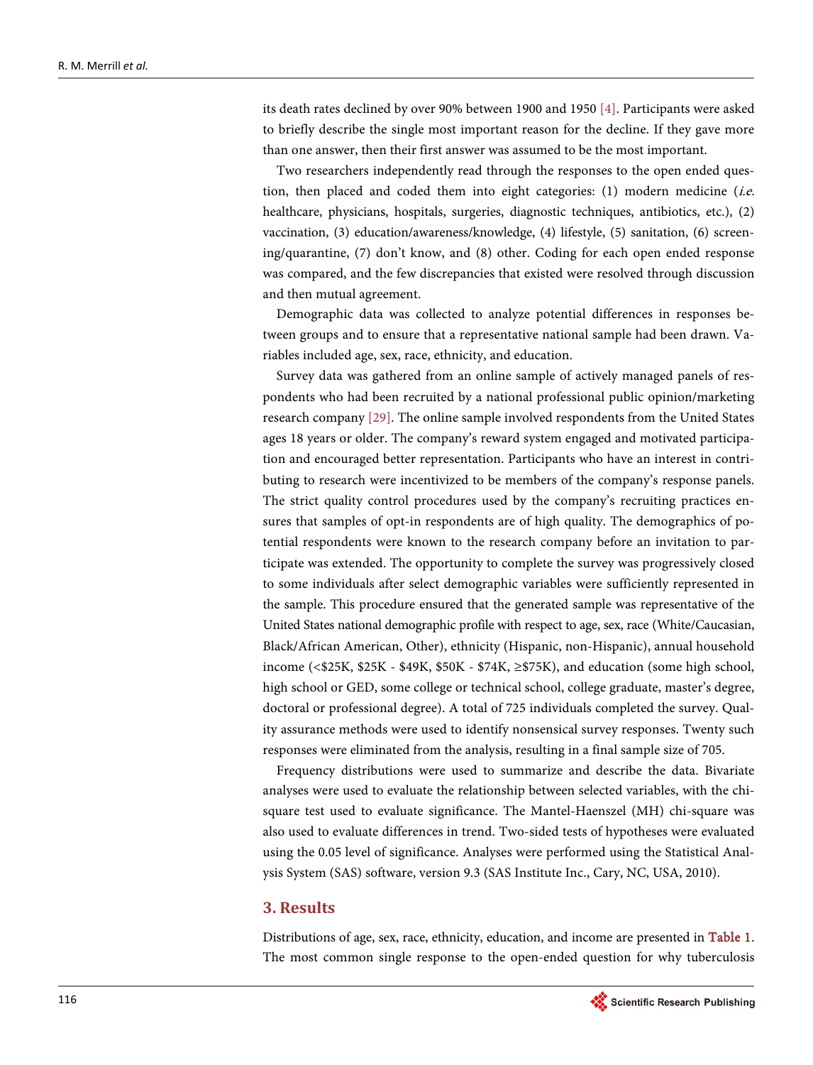its death rates declined by over 90% between 1900 and 1950 [4]. Participants were asked to briefly describe the single most important reason for the decline. If they gave more than one answer, then their first answer was assumed to be the most important.

Two researchers independently read through the responses to the open ended question, then placed and coded them into eight categories: (1) modern medicine (*i.e.* healthcare, physicians, hospitals, surgeries, diagnostic techniques, antibiotics, etc.), (2) vaccination, (3) education/awareness/knowledge, (4) lifestyle, (5) sanitation, (6) screening/quarantine, (7) don't know, and (8) other. Coding for each open ended response was compared, and the few discrepancies that existed were resolved through discussion and then mutual agreement.

Demographic data was collected to analyze potential differences in responses between groups and to ensure that a representative national sample had been drawn. Variables included age, sex, race, ethnicity, and education.

Survey data was gathered from an online sample of actively managed panels of respondents who had been recruited by a national professional public opinion/marketing research company [29]. The online sample involved respondents from the United States ages 18 years or older. The company's reward system engaged and motivated participation and encouraged better representation. Participants who have an interest in contributing to research were incentivized to be members of the company's response panels. The strict quality control procedures used by the company's recruiting practices ensures that samples of opt-in respondents are of high quality. The demographics of potential respondents were known to the research company before an invitation to participate was extended. The opportunity to complete the survey was progressively closed to some individuals after select demographic variables were sufficiently represented in the sample. This procedure ensured that the generated sample was representative of the United States national demographic profile with respect to age, sex, race (White/Caucasian, Black/African American, Other), ethnicity (Hispanic, non-Hispanic), annual household income (<$25K, $25K - $49K, $50K - $74K, ≥$75K), and education (some high school, high school or GED, some college or technical school, college graduate, master's degree, doctoral or professional degree). A total of 725 individuals completed the survey. Quality assurance methods were used to identify nonsensical survey responses. Twenty such responses were eliminated from the analysis, resulting in a final sample size of 705.

Frequency distributions were used to summarize and describe the data. Bivariate analyses were used to evaluate the relationship between selected variables, with the chi-square test used to evaluate significance. The Mantel-Haenszel (MH) chi-square was also used to evaluate differences in trend. Two-sided tests of hypotheses were evaluated using the 0.05 level of significance. Analyses were performed using the Statistical Analysis System (SAS) software, version 9.3 (SAS Institute Inc., Cary, NC, USA, 2010).

## 3. Results

Distributions of age, sex, race, ethnicity, education, and income are presented in Table 1. The most common single response to the open-ended question for why tuberculosis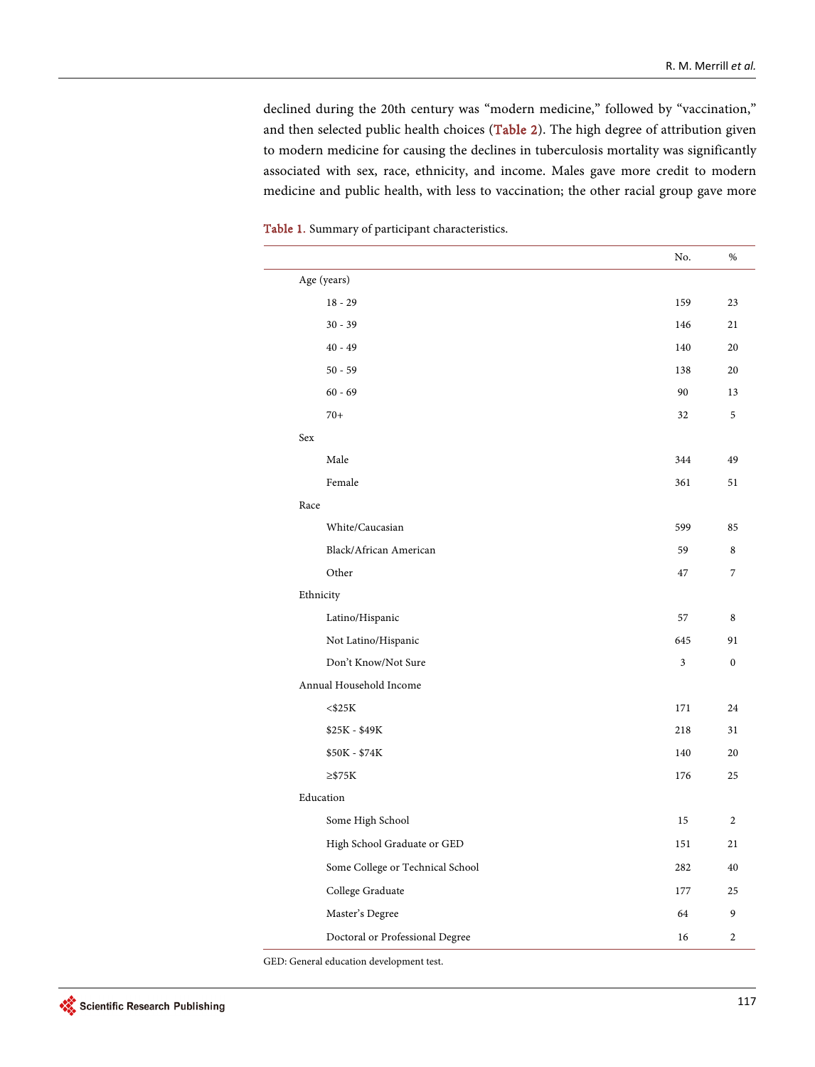declined during the 20th century was "modern medicine," followed by "vaccination," and then selected public health choices (Table 2). The high degree of attribution given to modern medicine for causing the declines in tuberculosis mortality was significantly associated with sex, race, ethnicity, and income. Males gave more credit to modern medicine and public health, with less to vaccination; the other racial group gave more

Table 1. Summary of participant characteristics.

| | No. | % |
|---|---|---|
| Age (years) | | |
| 18 - 29 | 159 | 23 |
| 30 - 39 | 146 | 21 |
| 40 - 49 | 140 | 20 |
| 50 - 59 | 138 | 20 |
| 60 - 69 | 90 | 13 |
| 70+ | 32 | 5 |
| Sex | | |
| Male | 344 | 49 |
| Female | 361 | 51 |
| Race | | |
| White/Caucasian | 599 | 85 |
| Black/African American | 59 | 8 |
| Other | 47 | 7 |
| Ethnicity | | |
| Latino/Hispanic | 57 | 8 |
| Not Latino/Hispanic | 645 | 91 |
| Don't Know/Not Sure | 3 | 0 |
| Annual Household Income | | |
| <$25K | 171 | 24 |
| $25K - $49K | 218 | 31 |
| $50K - $74K | 140 | 20 |
| ≥$75K | 176 | 25 |
| Education | | |
| Some High School | 15 | 2 |
| High School Graduate or GED | 151 | 21 |
| Some College or Technical School | 282 | 40 |
| College Graduate | 177 | 25 |
| Master's Degree | 64 | 9 |
| Doctoral or Professional Degree | 16 | 2 |

GED: General education development test.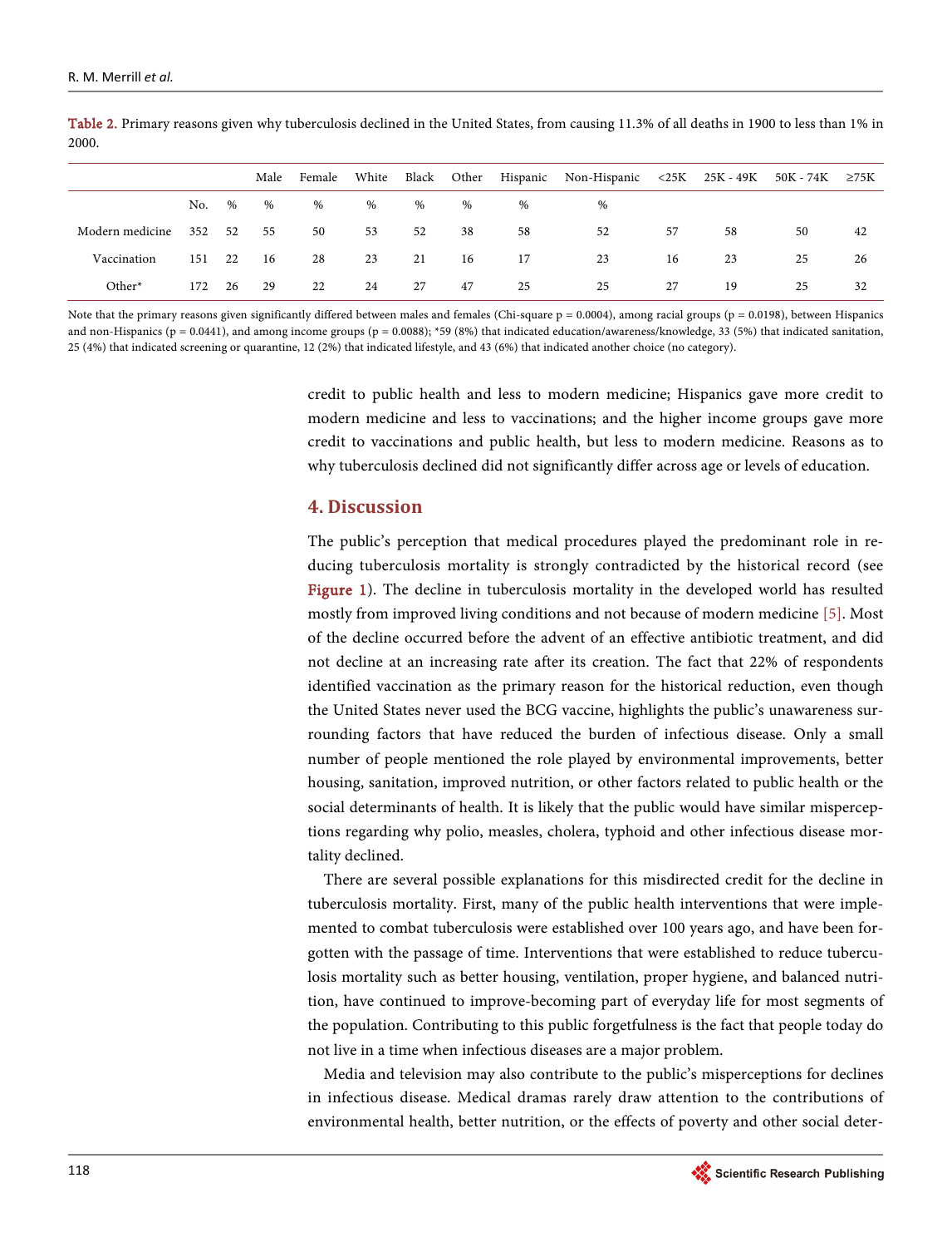Table 2. Primary reasons given why tuberculosis declined in the United States, from causing 11.3% of all deaths in 1900 to less than 1% in 2000.

| | | | Male | Female | White | Black | Other | Hispanic | Non-Hispanic | <25K | 25K - 49K | 50K - 74K | ≥75K |
|---|---|---|---|---|---|---|---|---|---|---|---|---|---|
| | No. | % | % | % | % | % | % | % | % | | | | |
| Modern medicine | 352 | 52 | 55 | 50 | 53 | 52 | 38 | 58 | 52 | 57 | 58 | 50 | 42 |
| Vaccination | 151 | 22 | 16 | 28 | 23 | 21 | 16 | 17 | 23 | 16 | 23 | 25 | 26 |
| Other* | 172 | 26 | 29 | 22 | 24 | 27 | 47 | 25 | 25 | 27 | 19 | 25 | 32 |

Note that the primary reasons given significantly differed between males and females (Chi-square p = 0.0004), among racial groups (p = 0.0198), between Hispanics and non-Hispanics (p = 0.0441), and among income groups (p = 0.0088); *59 (8%) that indicated education/awareness/knowledge, 33 (5%) that indicated sanitation, 25 (4%) that indicated screening or quarantine, 12 (2%) that indicated lifestyle, and 43 (6%) that indicated another choice (no category).

credit to public health and less to modern medicine; Hispanics gave more credit to modern medicine and less to vaccinations; and the higher income groups gave more credit to vaccinations and public health, but less to modern medicine. Reasons as to why tuberculosis declined did not significantly differ across age or levels of education.

## 4. Discussion

The public's perception that medical procedures played the predominant role in reducing tuberculosis mortality is strongly contradicted by the historical record (see Figure 1). The decline in tuberculosis mortality in the developed world has resulted mostly from improved living conditions and not because of modern medicine [5]. Most of the decline occurred before the advent of an effective antibiotic treatment, and did not decline at an increasing rate after its creation. The fact that 22% of respondents identified vaccination as the primary reason for the historical reduction, even though the United States never used the BCG vaccine, highlights the public's unawareness surrounding factors that have reduced the burden of infectious disease. Only a small number of people mentioned the role played by environmental improvements, better housing, sanitation, improved nutrition, or other factors related to public health or the social determinants of health. It is likely that the public would have similar misperceptions regarding why polio, measles, cholera, typhoid and other infectious disease mortality declined.

There are several possible explanations for this misdirected credit for the decline in tuberculosis mortality. First, many of the public health interventions that were implemented to combat tuberculosis were established over 100 years ago, and have been forgotten with the passage of time. Interventions that were established to reduce tuberculosis mortality such as better housing, ventilation, proper hygiene, and balanced nutrition, have continued to improve-becoming part of everyday life for most segments of the population. Contributing to this public forgetfulness is the fact that people today do not live in a time when infectious diseases are a major problem.

Media and television may also contribute to the public's misperceptions for declines in infectious disease. Medical dramas rarely draw attention to the contributions of environmental health, better nutrition, or the effects of poverty and other social deter-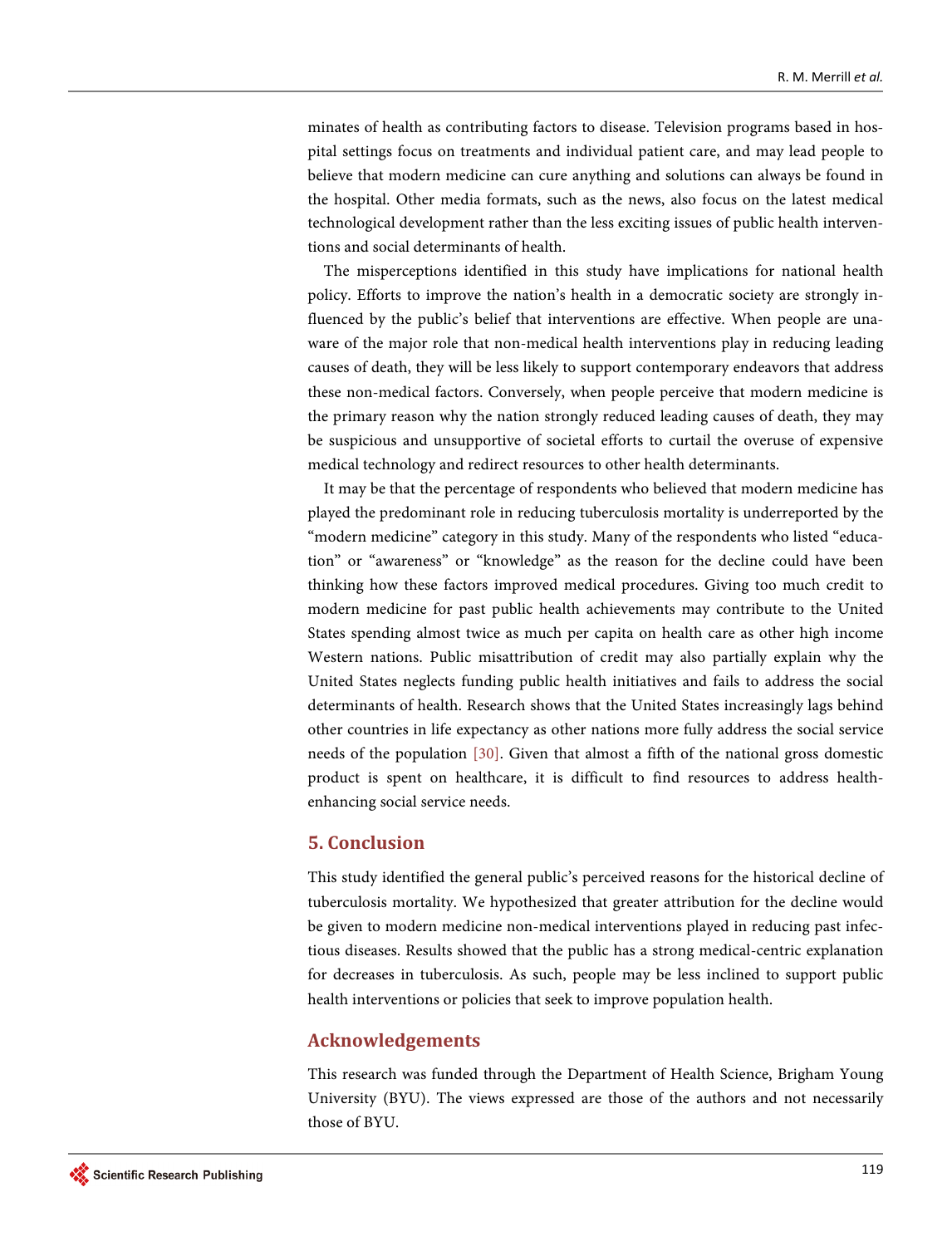minates of health as contributing factors to disease. Television programs based in hospital settings focus on treatments and individual patient care, and may lead people to believe that modern medicine can cure anything and solutions can always be found in the hospital. Other media formats, such as the news, also focus on the latest medical technological development rather than the less exciting issues of public health interventions and social determinants of health.

The misperceptions identified in this study have implications for national health policy. Efforts to improve the nation's health in a democratic society are strongly influenced by the public's belief that interventions are effective. When people are unaware of the major role that non-medical health interventions play in reducing leading causes of death, they will be less likely to support contemporary endeavors that address these non-medical factors. Conversely, when people perceive that modern medicine is the primary reason why the nation strongly reduced leading causes of death, they may be suspicious and unsupportive of societal efforts to curtail the overuse of expensive medical technology and redirect resources to other health determinants.

It may be that the percentage of respondents who believed that modern medicine has played the predominant role in reducing tuberculosis mortality is underreported by the "modern medicine" category in this study. Many of the respondents who listed "education" or "awareness" or "knowledge" as the reason for the decline could have been thinking how these factors improved medical procedures. Giving too much credit to modern medicine for past public health achievements may contribute to the United States spending almost twice as much per capita on health care as other high income Western nations. Public misattribution of credit may also partially explain why the United States neglects funding public health initiatives and fails to address the social determinants of health. Research shows that the United States increasingly lags behind other countries in life expectancy as other nations more fully address the social service needs of the population [30]. Given that almost a fifth of the national gross domestic product is spent on healthcare, it is difficult to find resources to address health-enhancing social service needs.

## 5. Conclusion

This study identified the general public's perceived reasons for the historical decline of tuberculosis mortality. We hypothesized that greater attribution for the decline would be given to modern medicine non-medical interventions played in reducing past infectious diseases. Results showed that the public has a strong medical-centric explanation for decreases in tuberculosis. As such, people may be less inclined to support public health interventions or policies that seek to improve population health.

## Acknowledgements

This research was funded through the Department of Health Science, Brigham Young University (BYU). The views expressed are those of the authors and not necessarily those of BYU.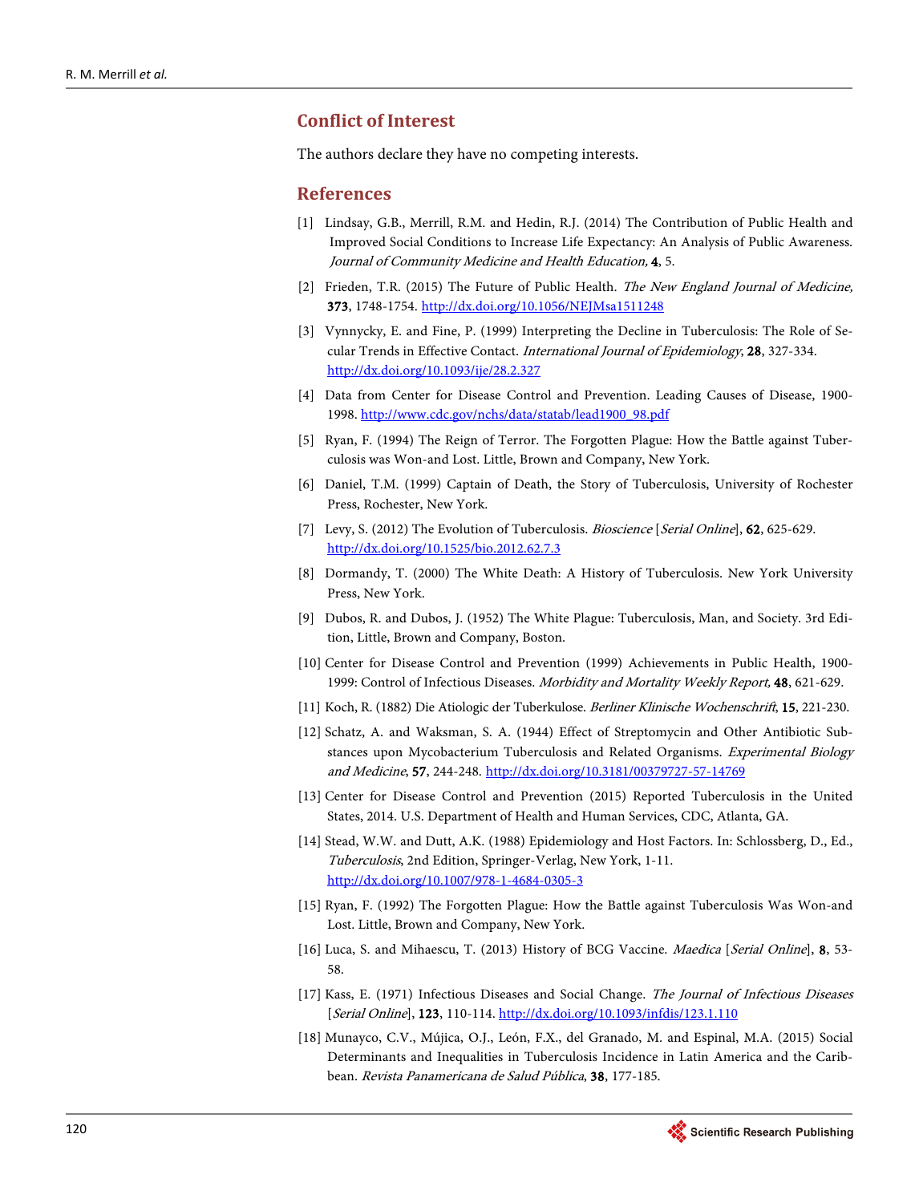## Conflict of Interest

The authors declare they have no competing interests.

## References

[1] Lindsay, G.B., Merrill, R.M. and Hedin, R.J. (2014) The Contribution of Public Health and Improved Social Conditions to Increase Life Expectancy: An Analysis of Public Awareness. *Journal of Community Medicine and Health Education,* **4**, 5.

[2] Frieden, T.R. (2015) The Future of Public Health. *The New England Journal of Medicine,* **373**, 1748-1754. http://dx.doi.org/10.1056/NEJMsa1511248

[3] Vynnycky, E. and Fine, P. (1999) Interpreting the Decline in Tuberculosis: The Role of Secular Trends in Effective Contact. *International Journal of Epidemiology*, **28**, 327-334. http://dx.doi.org/10.1093/ije/28.2.327

[4] Data from Center for Disease Control and Prevention. Leading Causes of Disease, 1900-1998. http://www.cdc.gov/nchs/data/statab/lead1900_98.pdf

[5] Ryan, F. (1994) The Reign of Terror. The Forgotten Plague: How the Battle against Tuberculosis was Won-and Lost. Little, Brown and Company, New York.

[6] Daniel, T.M. (1999) Captain of Death, the Story of Tuberculosis, University of Rochester Press, Rochester, New York.

[7] Levy, S. (2012) The Evolution of Tuberculosis. *Bioscience* [*Serial Online*], **62**, 625-629. http://dx.doi.org/10.1525/bio.2012.62.7.3

[8] Dormandy, T. (2000) The White Death: A History of Tuberculosis. New York University Press, New York.

[9] Dubos, R. and Dubos, J. (1952) The White Plague: Tuberculosis, Man, and Society. 3rd Edition, Little, Brown and Company, Boston.

[10] Center for Disease Control and Prevention (1999) Achievements in Public Health, 1900-1999: Control of Infectious Diseases. *Morbidity and Mortality Weekly Report,* **48**, 621-629.

[11] Koch, R. (1882) Die Atiologic der Tuberkulose. *Berliner Klinische Wochenschrift*, **15**, 221-230.

[12] Schatz, A. and Waksman, S. A. (1944) Effect of Streptomycin and Other Antibiotic Substances upon Mycobacterium Tuberculosis and Related Organisms. *Experimental Biology and Medicine*, **57**, 244-248. http://dx.doi.org/10.3181/00379727-57-14769

[13] Center for Disease Control and Prevention (2015) Reported Tuberculosis in the United States, 2014. U.S. Department of Health and Human Services, CDC, Atlanta, GA.

[14] Stead, W.W. and Dutt, A.K. (1988) Epidemiology and Host Factors. In: Schlossberg, D., Ed., *Tuberculosis*, 2nd Edition, Springer-Verlag, New York, 1-11. http://dx.doi.org/10.1007/978-1-4684-0305-3

[15] Ryan, F. (1992) The Forgotten Plague: How the Battle against Tuberculosis Was Won-and Lost. Little, Brown and Company, New York.

[16] Luca, S. and Mihaescu, T. (2013) History of BCG Vaccine. *Maedica* [*Serial Online*], **8**, 53-58.

[17] Kass, E. (1971) Infectious Diseases and Social Change. *The Journal of Infectious Diseases* [*Serial Online*], **123**, 110-114. http://dx.doi.org/10.1093/infdis/123.1.110

[18] Munayco, C.V., Mújica, O.J., León, F.X., del Granado, M. and Espinal, M.A. (2015) Social Determinants and Inequalities in Tuberculosis Incidence in Latin America and the Caribbean. *Revista Panamericana de Salud Pública*, **38**, 177-185.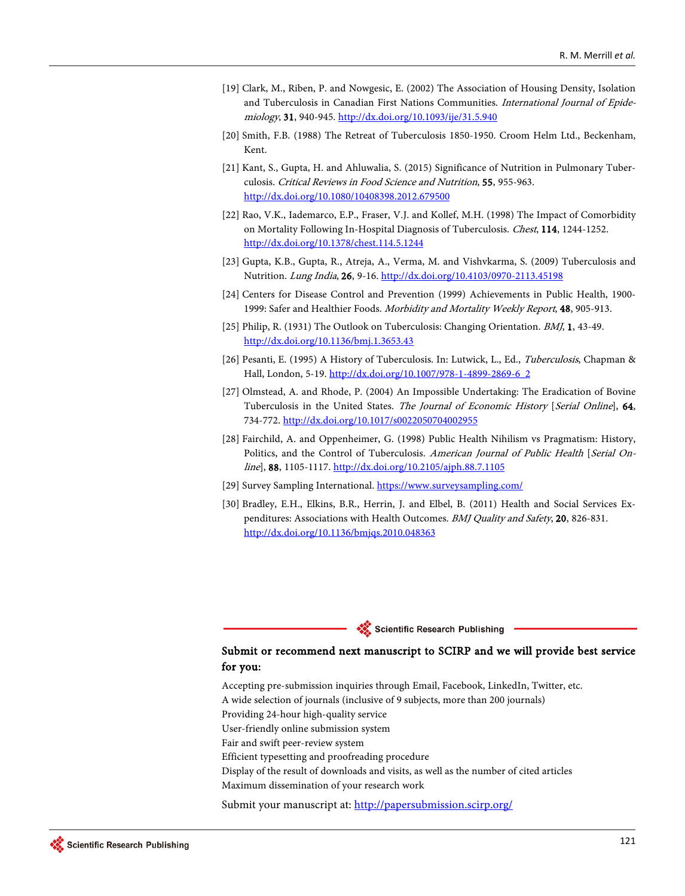[19] Clark, M., Riben, P. and Nowgesic, E. (2002) The Association of Housing Density, Isolation and Tuberculosis in Canadian First Nations Communities. *International Journal of Epidemiology*, **31**, 940-945. http://dx.doi.org/10.1093/ije/31.5.940

[20] Smith, F.B. (1988) The Retreat of Tuberculosis 1850-1950. Croom Helm Ltd., Beckenham, Kent.

[21] Kant, S., Gupta, H. and Ahluwalia, S. (2015) Significance of Nutrition in Pulmonary Tuberculosis. *Critical Reviews in Food Science and Nutrition*, **55**, 955-963. http://dx.doi.org/10.1080/10408398.2012.679500

[22] Rao, V.K., Iademarco, E.P., Fraser, V.J. and Kollef, M.H. (1998) The Impact of Comorbidity on Mortality Following In-Hospital Diagnosis of Tuberculosis. *Chest*, **114**, 1244-1252. http://dx.doi.org/10.1378/chest.114.5.1244

[23] Gupta, K.B., Gupta, R., Atreja, A., Verma, M. and Vishvkarma, S. (2009) Tuberculosis and Nutrition. *Lung India*, **26**, 9-16. http://dx.doi.org/10.4103/0970-2113.45198

[24] Centers for Disease Control and Prevention (1999) Achievements in Public Health, 1900-1999: Safer and Healthier Foods. *Morbidity and Mortality Weekly Report*, **48**, 905-913.

[25] Philip, R. (1931) The Outlook on Tuberculosis: Changing Orientation. *BMJ*, **1**, 43-49. http://dx.doi.org/10.1136/bmj.1.3653.43

[26] Pesanti, E. (1995) A History of Tuberculosis. In: Lutwick, L., Ed., *Tuberculosis*, Chapman & Hall, London, 5-19. http://dx.doi.org/10.1007/978-1-4899-2869-6_2

[27] Olmstead, A. and Rhode, P. (2004) An Impossible Undertaking: The Eradication of Bovine Tuberculosis in the United States. *The Journal of Economic History* [*Serial Online*], **64**, 734-772. http://dx.doi.org/10.1017/s0022050704002955

[28] Fairchild, A. and Oppenheimer, G. (1998) Public Health Nihilism vs Pragmatism: History, Politics, and the Control of Tuberculosis. *American Journal of Public Health* [*Serial Online*], **88**, 1105-1117. http://dx.doi.org/10.2105/ajph.88.7.1105

[29] Survey Sampling International. https://www.surveysampling.com/

[30] Bradley, E.H., Elkins, B.R., Herrin, J. and Elbel, B. (2011) Health and Social Services Expenditures: Associations with Health Outcomes. *BMJ Quality and Safety*, **20**, 826-831. http://dx.doi.org/10.1136/bmjqs.2010.048363

Scientific Research Publishing

**Submit or recommend next manuscript to SCIRP and we will provide best service for you:**

Accepting pre-submission inquiries through Email, Facebook, LinkedIn, Twitter, etc.
A wide selection of journals (inclusive of 9 subjects, more than 200 journals)
Providing 24-hour high-quality service
User-friendly online submission system
Fair and swift peer-review system
Efficient typesetting and proofreading procedure
Display of the result of downloads and visits, as well as the number of cited articles
Maximum dissemination of your research work

Submit your manuscript at: http://papersubmission.scirp.org/